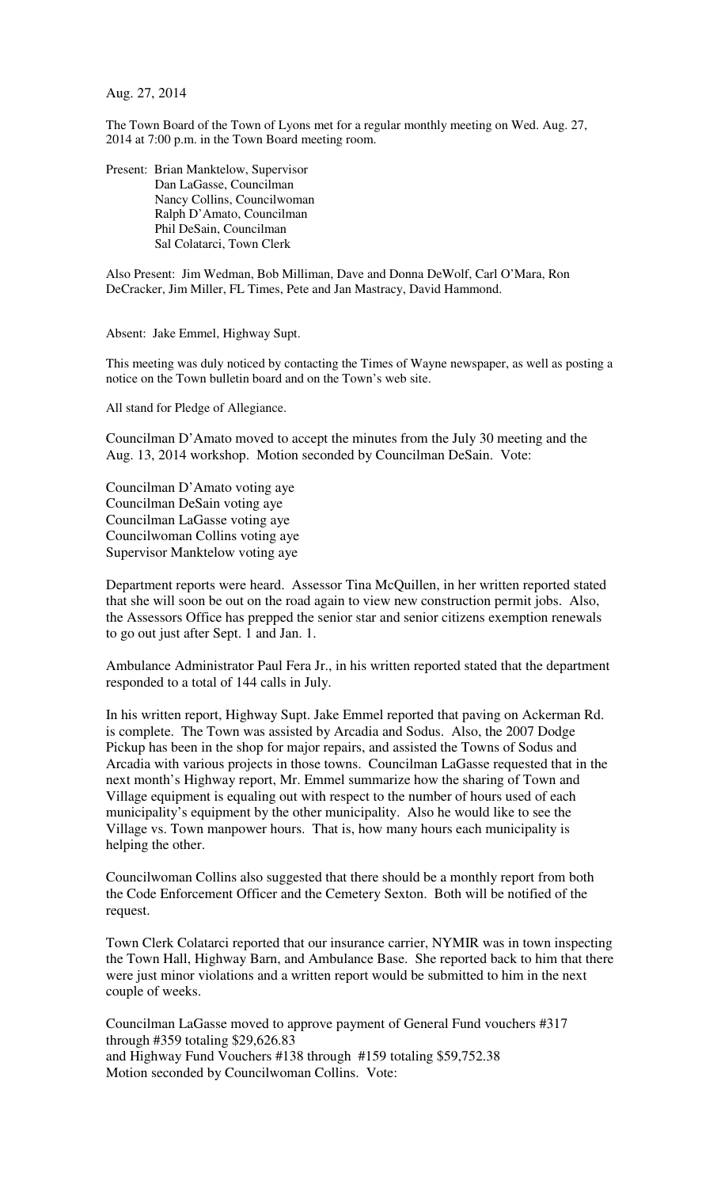Aug. 27, 2014

The Town Board of the Town of Lyons met for a regular monthly meeting on Wed. Aug. 27, 2014 at 7:00 p.m. in the Town Board meeting room.

Present: Brian Manktelow, Supervisor
Dan LaGasse, Councilman
Nancy Collins, Councilwoman
Ralph D'Amato, Councilman
Phil DeSain, Councilman
Sal Colatarci, Town Clerk

Also Present: Jim Wedman, Bob Milliman, Dave and Donna DeWolf, Carl O'Mara, Ron DeCracker, Jim Miller, FL Times, Pete and Jan Mastracy, David Hammond.

Absent: Jake Emmel, Highway Supt.

This meeting was duly noticed by contacting the Times of Wayne newspaper, as well as posting a notice on the Town bulletin board and on the Town's web site.

All stand for Pledge of Allegiance.

Councilman D'Amato moved to accept the minutes from the July 30 meeting and the Aug. 13, 2014 workshop. Motion seconded by Councilman DeSain. Vote:

Councilman D'Amato voting aye
Councilman DeSain voting aye
Councilman LaGasse voting aye
Councilwoman Collins voting aye
Supervisor Manktelow voting aye

Department reports were heard. Assessor Tina McQuillen, in her written reported stated that she will soon be out on the road again to view new construction permit jobs. Also, the Assessors Office has prepped the senior star and senior citizens exemption renewals to go out just after Sept. 1 and Jan. 1.

Ambulance Administrator Paul Fera Jr., in his written reported stated that the department responded to a total of 144 calls in July.

In his written report, Highway Supt. Jake Emmel reported that paving on Ackerman Rd. is complete. The Town was assisted by Arcadia and Sodus. Also, the 2007 Dodge Pickup has been in the shop for major repairs, and assisted the Towns of Sodus and Arcadia with various projects in those towns. Councilman LaGasse requested that in the next month's Highway report, Mr. Emmel summarize how the sharing of Town and Village equipment is equaling out with respect to the number of hours used of each municipality's equipment by the other municipality. Also he would like to see the Village vs. Town manpower hours. That is, how many hours each municipality is helping the other.

Councilwoman Collins also suggested that there should be a monthly report from both the Code Enforcement Officer and the Cemetery Sexton. Both will be notified of the request.

Town Clerk Colatarci reported that our insurance carrier, NYMIR was in town inspecting the Town Hall, Highway Barn, and Ambulance Base. She reported back to him that there were just minor violations and a written report would be submitted to him in the next couple of weeks.

Councilman LaGasse moved to approve payment of General Fund vouchers #317 through #359 totaling $29,626.83
and Highway Fund Vouchers #138 through #159 totaling $59,752.38
Motion seconded by Councilwoman Collins. Vote: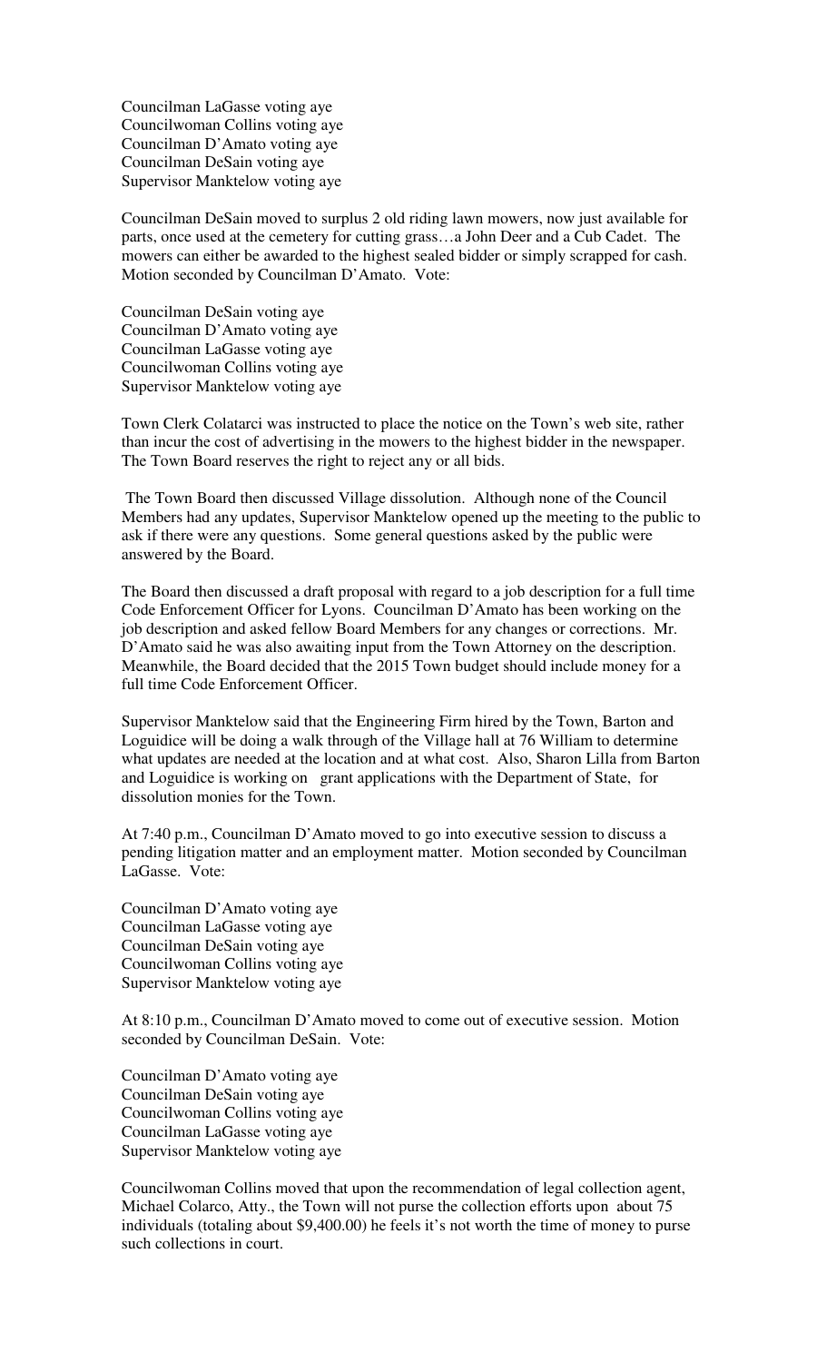Councilman LaGasse voting aye
Councilwoman Collins voting aye
Councilman D'Amato voting aye
Councilman DeSain voting aye
Supervisor Manktelow voting aye

Councilman DeSain moved to surplus 2 old riding lawn mowers, now just available for parts, once used at the cemetery for cutting grass…a John Deer and a Cub Cadet. The mowers can either be awarded to the highest sealed bidder or simply scrapped for cash. Motion seconded by Councilman D'Amato. Vote:

Councilman DeSain voting aye
Councilman D'Amato voting aye
Councilman LaGasse voting aye
Councilwoman Collins voting aye
Supervisor Manktelow voting aye

Town Clerk Colatarci was instructed to place the notice on the Town's web site, rather than incur the cost of advertising in the mowers to the highest bidder in the newspaper. The Town Board reserves the right to reject any or all bids.

The Town Board then discussed Village dissolution. Although none of the Council Members had any updates, Supervisor Manktelow opened up the meeting to the public to ask if there were any questions. Some general questions asked by the public were answered by the Board.

The Board then discussed a draft proposal with regard to a job description for a full time Code Enforcement Officer for Lyons. Councilman D'Amato has been working on the job description and asked fellow Board Members for any changes or corrections. Mr. D'Amato said he was also awaiting input from the Town Attorney on the description. Meanwhile, the Board decided that the 2015 Town budget should include money for a full time Code Enforcement Officer.

Supervisor Manktelow said that the Engineering Firm hired by the Town, Barton and Loguidice will be doing a walk through of the Village hall at 76 William to determine what updates are needed at the location and at what cost. Also, Sharon Lilla from Barton and Loguidice is working on grant applications with the Department of State, for dissolution monies for the Town.

At 7:40 p.m., Councilman D'Amato moved to go into executive session to discuss a pending litigation matter and an employment matter. Motion seconded by Councilman LaGasse. Vote:

Councilman D'Amato voting aye
Councilman LaGasse voting aye
Councilman DeSain voting aye
Councilwoman Collins voting aye
Supervisor Manktelow voting aye

At 8:10 p.m., Councilman D'Amato moved to come out of executive session. Motion seconded by Councilman DeSain. Vote:

Councilman D'Amato voting aye
Councilman DeSain voting aye
Councilwoman Collins voting aye
Councilman LaGasse voting aye
Supervisor Manktelow voting aye

Councilwoman Collins moved that upon the recommendation of legal collection agent, Michael Colarco, Atty., the Town will not purse the collection efforts upon about 75 individuals (totaling about $9,400.00) he feels it's not worth the time of money to purse such collections in court.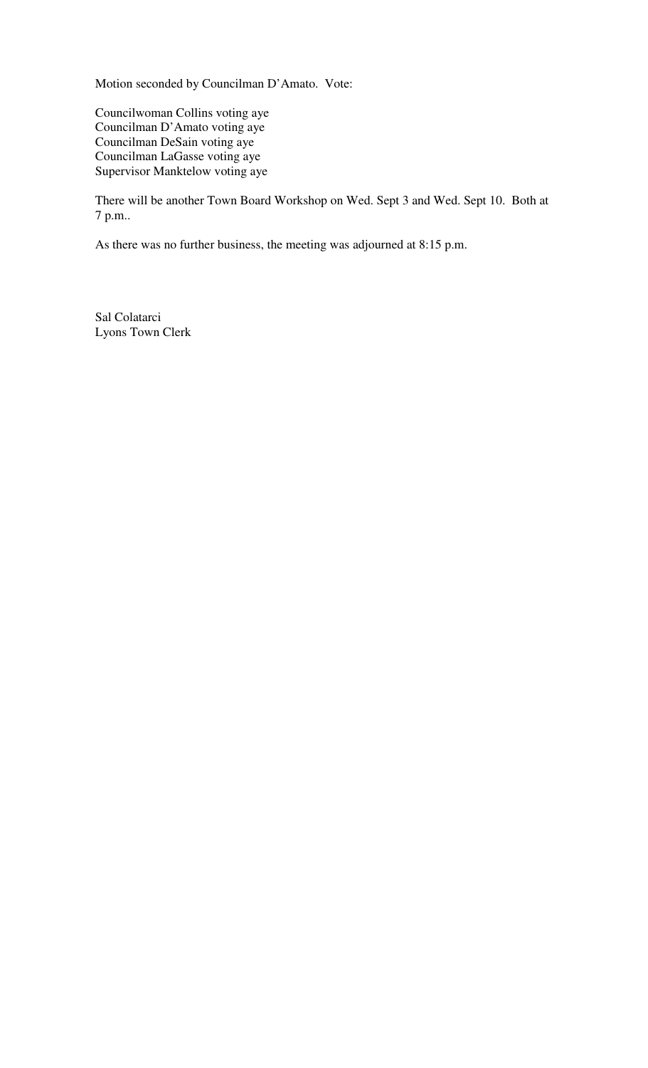Motion seconded by Councilman D'Amato. Vote:

Councilwoman Collins voting aye
Councilman D'Amato voting aye
Councilman DeSain voting aye
Councilman LaGasse voting aye
Supervisor Manktelow voting aye

There will be another Town Board Workshop on Wed. Sept 3 and Wed. Sept 10. Both at 7 p.m..

As there was no further business, the meeting was adjourned at 8:15 p.m.

Sal Colatarci
Lyons Town Clerk